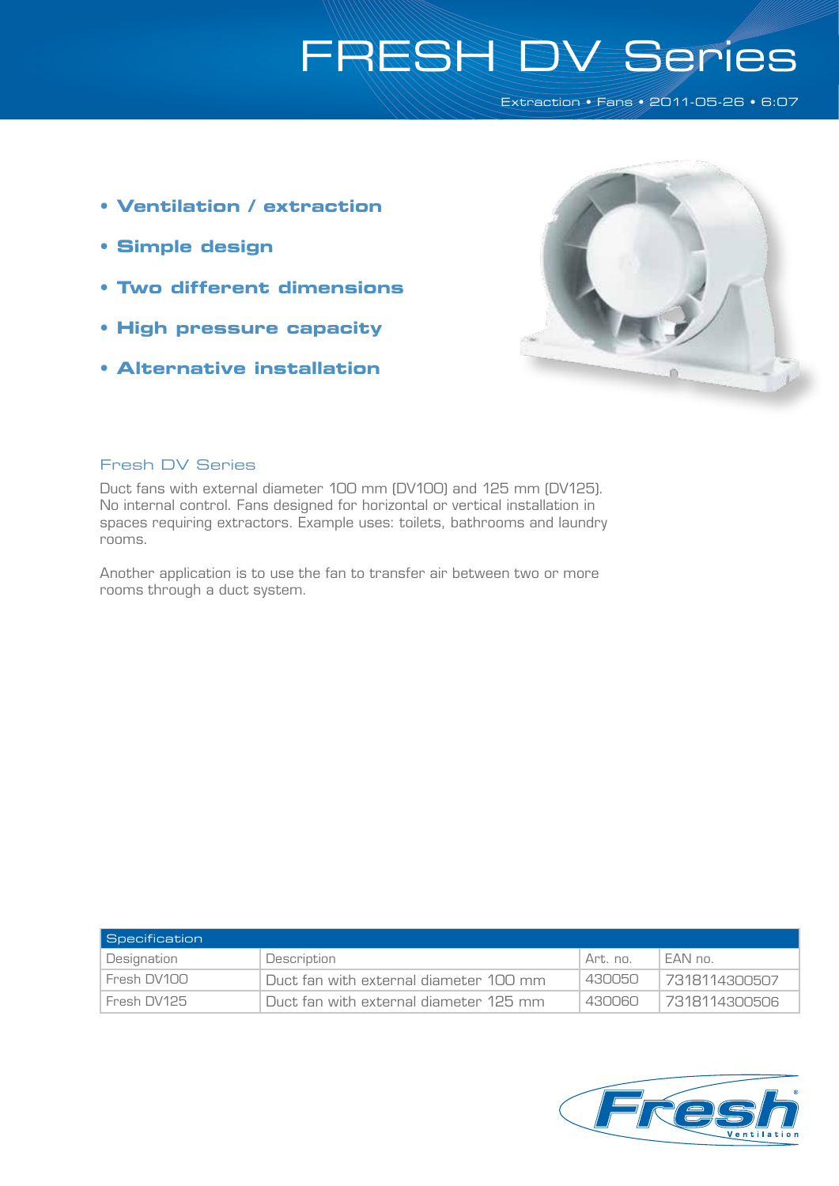# FRESH DV Series

Extraction • Fans • 2011-05-26 • 6:07

- **Ventilation / extraction**
- **Simple design**
- **Two different dimensions**
- **High pressure capacity**
- **Alternative installation**

## Fresh DV Series

Duct fans with external diameter 100 mm (DV100) and 125 mm (DV125). No internal control. Fans designed for horizontal or vertical installation in spaces requiring extractors. Example uses: toilets, bathrooms and laundry rooms.

Another application is to use the fan to transfer air between two or more rooms through a duct system.

| Specification | | | |
|---|---|---|---|
| Designation | Description | Art. no. | EAN no. |
| Fresh DV100 | Duct fan with external diameter 100 mm | 430050 | 7318114300507 |
| Fresh DV125 | Duct fan with external diameter 125 mm | 430060 | 7318114300606 |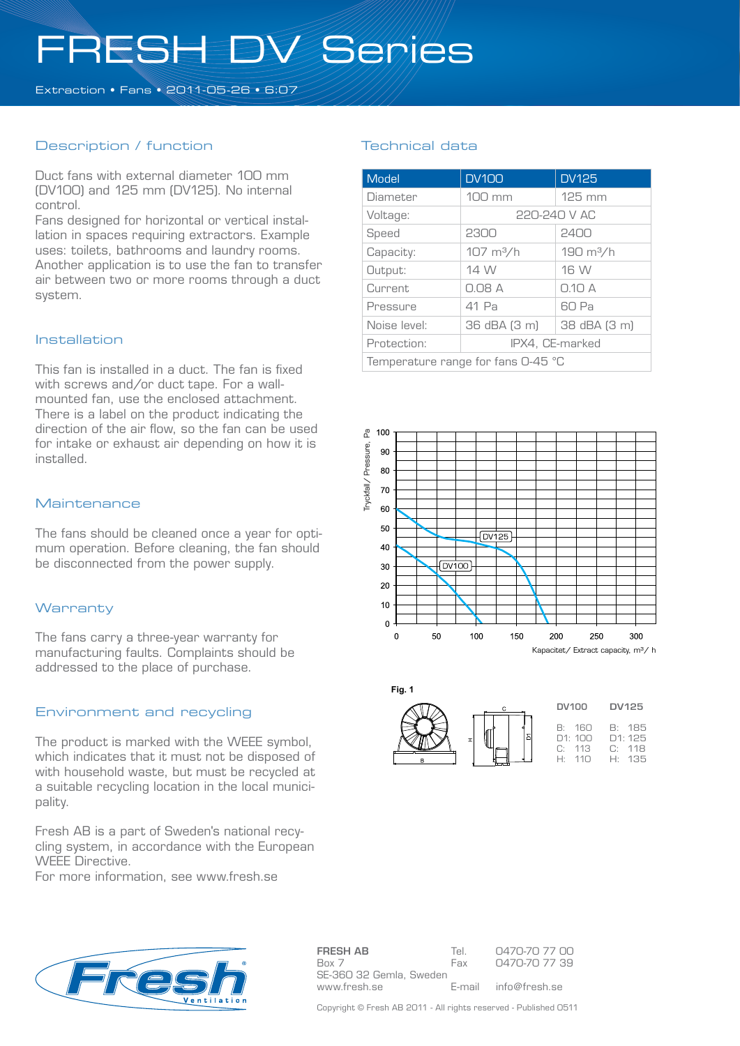# FRESH DV Series

Extraction • Fans • 2011-05-26 • 6:07

## Description / function

Duct fans with external diameter 100 mm (DV100) and 125 mm (DV125). No internal control.
Fans designed for horizontal or vertical installation in spaces requiring extractors. Example uses: toilets, bathrooms and laundry rooms. Another application is to use the fan to transfer air between two or more rooms through a duct system.

## Installation

This fan is installed in a duct. The fan is fixed with screws and/or duct tape. For a wall-mounted fan, use the enclosed attachment. There is a label on the product indicating the direction of the air flow, so the fan can be used for intake or exhaust air depending on how it is installed.

## Maintenance

The fans should be cleaned once a year for optimum operation. Before cleaning, the fan should be disconnected from the power supply.

## Warranty

The fans carry a three-year warranty for manufacturing faults. Complaints should be addressed to the place of purchase.

## Environment and recycling

The product is marked with the WEEE symbol, which indicates that it must not be disposed of with household waste, but must be recycled at a suitable recycling location in the local municipality.

Fresh AB is a part of Sweden's national recycling system, in accordance with the European WEEE Directive.
For more information, see www.fresh.se

## Technical data

| Model | DV100 | DV125 |
|---|---|---|
| Diameter | 100 mm | 125 mm |
| Voltage: | 220-240 V AC | |
| Speed | 2300 | 2400 |
| Capacity: | 107 m³/h | 190 m³/h |
| Output: | 14 W | 16 W |
| Current | 0.08 A | 0.10 A |
| Pressure | 41 Pa | 60 Pa |
| Noise level: | 36 dBA (3 m) | 38 dBA (3 m) |
| Protection: | IPX4, CE-marked | |
| Temperature range for fans 0-45 °C | | |

Tryckfall / Pressure, Pa
100
90
80
70
60
50
40
30
20
10
0
0
50
100
150
200
250
300
DV125
DV100
Kapacitet/ Extract capacity, m³/ h

Fig. 1

C
H
D1
B

| | DV100 | DV125 |
|---|---|---|
| B: | 160 | 185 |
| D1: | 100 | 125 |
| C: | 113 | 118 |
| H: | 110 | 135 |

Fresh Ventilation

**FRESH AB**
Box 7
SE-360 32 Gemla, Sweden
www.fresh.se

Tel. 0470-70 77 00
Fax 0470-70 77 39
E-mail info@fresh.se

Copyright © Fresh AB 2011 - All rights reserved - Published 0511